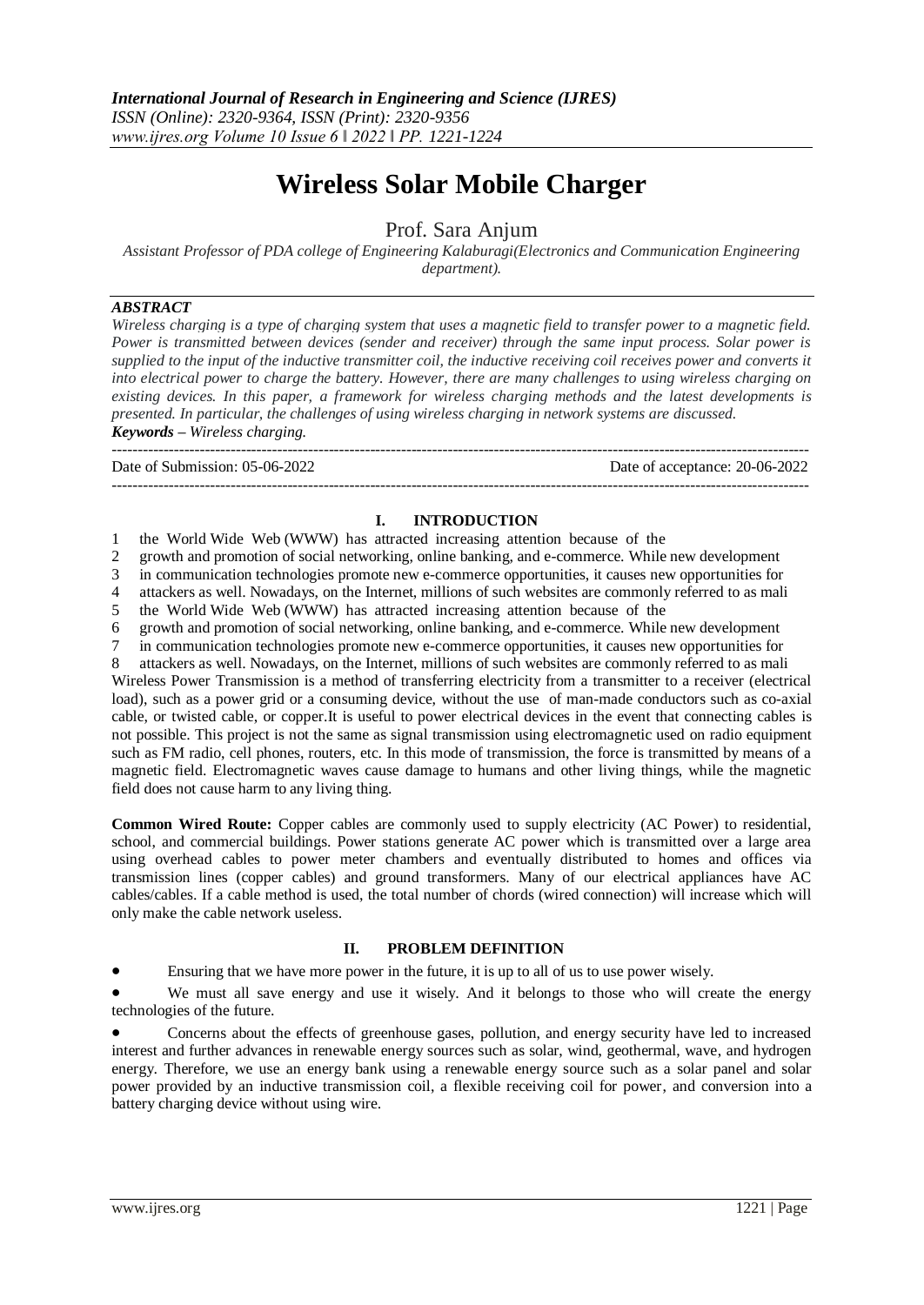# Wireless Solar Mobile Charger

Prof. Sara Anjum

*Assistant Professor of PDA college of Engineering Kalaburagi(Electronics and Communication Engineering department).*

***ABSTRACT***

*Wireless charging is a type of charging system that uses a magnetic field to transfer power to a magnetic field. Power is transmitted between devices (sender and receiver) through the same input process. Solar power is supplied to the input of the inductive transmitter coil, the inductive receiving coil receives power and converts it into electrical power to charge the battery. However, there are many challenges to using wireless charging on existing devices. In this paper, a framework for wireless charging methods and the latest developments is presented. In particular, the challenges of using wireless charging in network systems are discussed.*

***Keywords*** *– Wireless charging.*

---

Date of Submission: 05-06-2022 Date of acceptance: 20-06-2022

---

## I. INTRODUCTION

1 the World Wide Web (WWW) has attracted increasing attention because of the
2 growth and promotion of social networking, online banking, and e-commerce. While new development
3 in communication technologies promote new e-commerce opportunities, it causes new opportunities for
4 attackers as well. Nowadays, on the Internet, millions of such websites are commonly referred to as mali
5 the World Wide Web (WWW) has attracted increasing attention because of the
6 growth and promotion of social networking, online banking, and e-commerce. While new development
7 in communication technologies promote new e-commerce opportunities, it causes new opportunities for
8 attackers as well. Nowadays, on the Internet, millions of such websites are commonly referred to as mali

Wireless Power Transmission is a method of transferring electricity from a transmitter to a receiver (electrical load), such as a power grid or a consuming device, without the use of man-made conductors such as co-axial cable, or twisted cable, or copper.It is useful to power electrical devices in the event that connecting cables is not possible. This project is not the same as signal transmission using electromagnetic used on radio equipment such as FM radio, cell phones, routers, etc. In this mode of transmission, the force is transmitted by means of a magnetic field. Electromagnetic waves cause damage to humans and other living things, while the magnetic field does not cause harm to any living thing.

**Common Wired Route:** Copper cables are commonly used to supply electricity (AC Power) to residential, school, and commercial buildings. Power stations generate AC power which is transmitted over a large area using overhead cables to power meter chambers and eventually distributed to homes and offices via transmission lines (copper cables) and ground transformers. Many of our electrical appliances have AC cables/cables. If a cable method is used, the total number of chords (wired connection) will increase which will only make the cable network useless.

## II. PROBLEM DEFINITION

- Ensuring that we have more power in the future, it is up to all of us to use power wisely.
- We must all save energy and use it wisely. And it belongs to those who will create the energy technologies of the future.
- Concerns about the effects of greenhouse gases, pollution, and energy security have led to increased interest and further advances in renewable energy sources such as solar, wind, geothermal, wave, and hydrogen energy. Therefore, we use an energy bank using a renewable energy source such as a solar panel and solar power provided by an inductive transmission coil, a flexible receiving coil for power, and conversion into a battery charging device without using wire.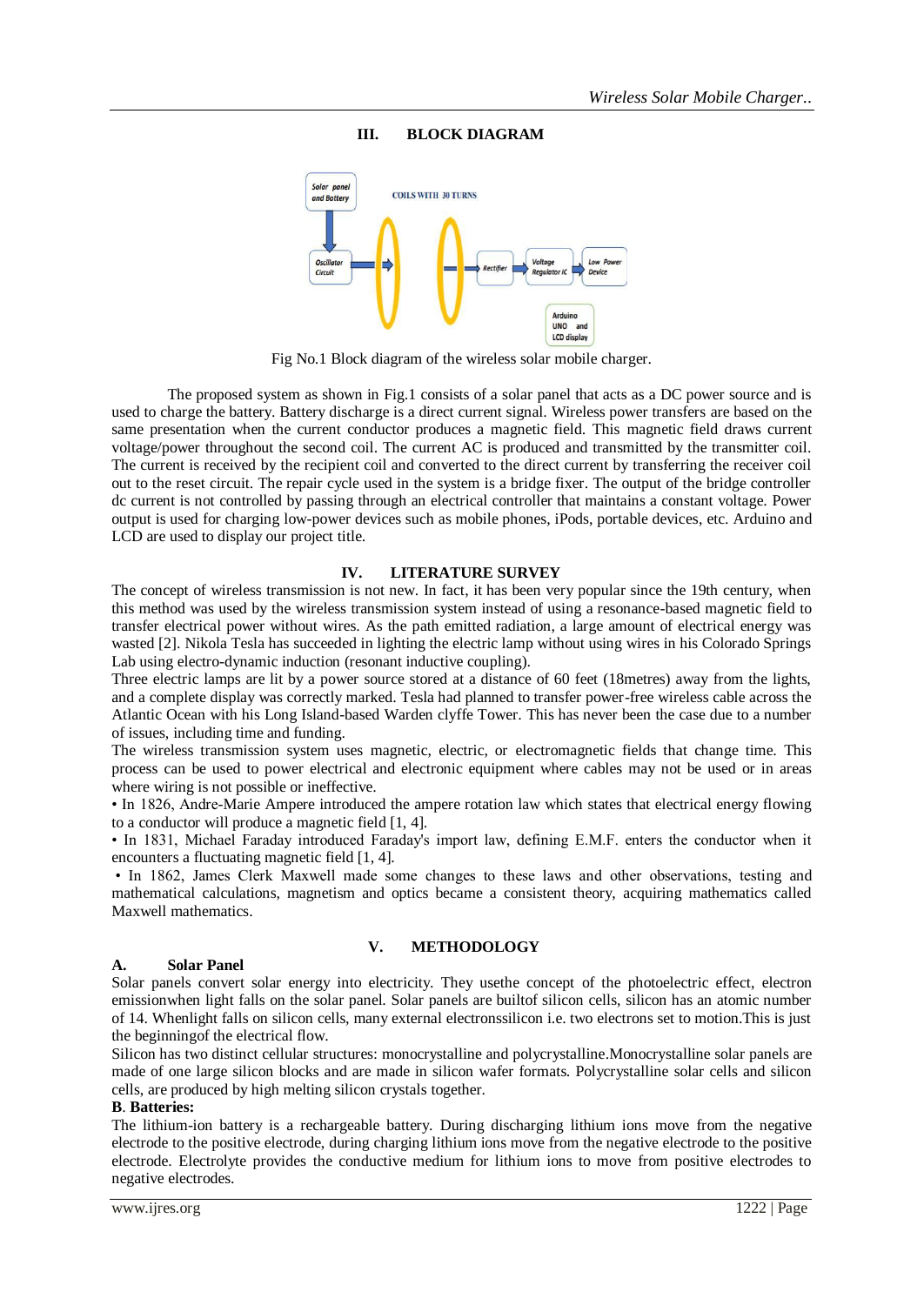## III. BLOCK DIAGRAM

Fig No.1 Block diagram of the wireless solar mobile charger.

The proposed system as shown in Fig.1 consists of a solar panel that acts as a DC power source and is used to charge the battery. Battery discharge is a direct current signal. Wireless power transfers are based on the same presentation when the current conductor produces a magnetic field. This magnetic field draws current voltage/power throughout the second coil. The current AC is produced and transmitted by the transmitter coil. The current is received by the recipient coil and converted to the direct current by transferring the receiver coil out to the reset circuit. The repair cycle used in the system is a bridge fixer. The output of the bridge controller dc current is not controlled by passing through an electrical controller that maintains a constant voltage. Power output is used for charging low-power devices such as mobile phones, iPods, portable devices, etc. Arduino and LCD are used to display our project title.

## IV. LITERATURE SURVEY

The concept of wireless transmission is not new. In fact, it has been very popular since the 19th century, when this method was used by the wireless transmission system instead of using a resonance-based magnetic field to transfer electrical power without wires. As the path emitted radiation, a large amount of electrical energy was wasted [2]. Nikola Tesla has succeeded in lighting the electric lamp without using wires in his Colorado Springs Lab using electro-dynamic induction (resonant inductive coupling).

Three electric lamps are lit by a power source stored at a distance of 60 feet (18metres) away from the lights, and a complete display was correctly marked. Tesla had planned to transfer power-free wireless cable across the Atlantic Ocean with his Long Island-based Warden clyffe Tower. This has never been the case due to a number of issues, including time and funding.

The wireless transmission system uses magnetic, electric, or electromagnetic fields that change time. This process can be used to power electrical and electronic equipment where cables may not be used or in areas where wiring is not possible or ineffective.

- In 1826, Andre-Marie Ampere introduced the ampere rotation law which states that electrical energy flowing to a conductor will produce a magnetic field [1, 4].
- In 1831, Michael Faraday introduced Faraday's import law, defining E.M.F. enters the conductor when it encounters a fluctuating magnetic field [1, 4].
- In 1862, James Clerk Maxwell made some changes to these laws and other observations, testing and mathematical calculations, magnetism and optics became a consistent theory, acquiring mathematics called Maxwell mathematics.

## V. METHODOLOGY

### A. Solar Panel

Solar panels convert solar energy into electricity. They usethe concept of the photoelectric effect, electron emissionwhen light falls on the solar panel. Solar panels are builtof silicon cells, silicon has an atomic number of 14. Whenlight falls on silicon cells, many external electronssilicon i.e. two electrons set to motion.This is just the beginningof the electrical flow.

Silicon has two distinct cellular structures: monocrystalline and polycrystalline.Monocrystalline solar panels are made of one large silicon blocks and are made in silicon wafer formats. Polycrystalline solar cells and silicon cells, are produced by high melting silicon crystals together.

### B. Batteries:

The lithium-ion battery is a rechargeable battery. During discharging lithium ions move from the negative electrode to the positive electrode, during charging lithium ions move from the negative electrode to the positive electrode. Electrolyte provides the conductive medium for lithium ions to move from positive electrodes to negative electrodes.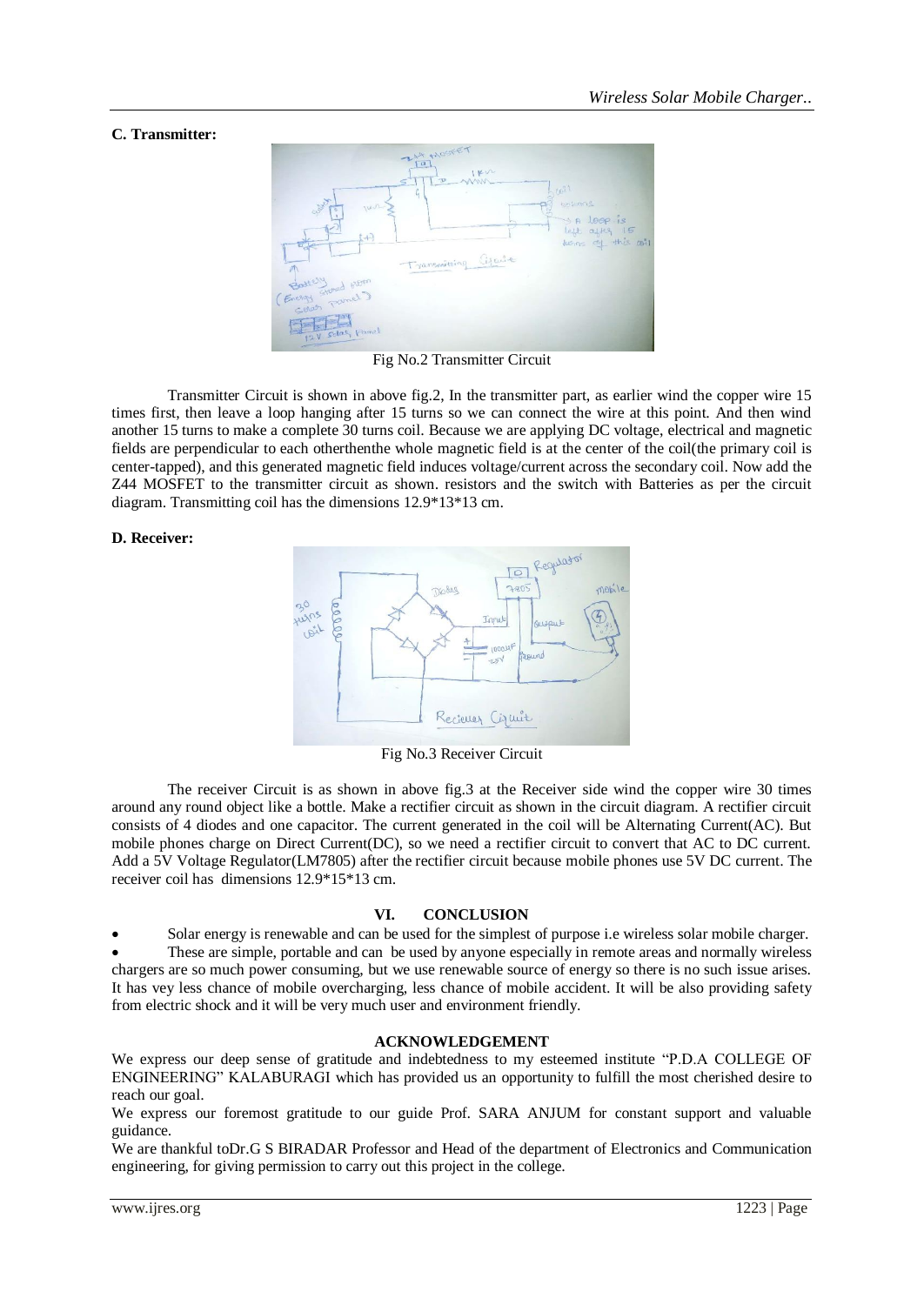### C. Transmitter:

Fig No.2 Transmitter Circuit

Transmitter Circuit is shown in above fig.2, In the transmitter part, as earlier wind the copper wire 15 times first, then leave a loop hanging after 15 turns so we can connect the wire at this point. And then wind another 15 turns to make a complete 30 turns coil. Because we are applying DC voltage, electrical and magnetic fields are perpendicular to each otherthenthe whole magnetic field is at the center of the coil(the primary coil is center-tapped), and this generated magnetic field induces voltage/current across the secondary coil. Now add the Z44 MOSFET to the transmitter circuit as shown. resistors and the switch with Batteries as per the circuit diagram. Transmitting coil has the dimensions 12.9*13*13 cm.

### D. Receiver:

Fig No.3 Receiver Circuit

The receiver Circuit is as shown in above fig.3 at the Receiver side wind the copper wire 30 times around any round object like a bottle. Make a rectifier circuit as shown in the circuit diagram. A rectifier circuit consists of 4 diodes and one capacitor. The current generated in the coil will be Alternating Current(AC). But mobile phones charge on Direct Current(DC), so we need a rectifier circuit to convert that AC to DC current. Add a 5V Voltage Regulator(LM7805) after the rectifier circuit because mobile phones use 5V DC current. The receiver coil has dimensions 12.9*15*13 cm.

## VI. CONCLUSION

- Solar energy is renewable and can be used for the simplest of purpose i.e wireless solar mobile charger.
- These are simple, portable and can be used by anyone especially in remote areas and normally wireless chargers are so much power consuming, but we use renewable source of energy so there is no such issue arises. It has vey less chance of mobile overcharging, less chance of mobile accident. It will be also providing safety from electric shock and it will be very much user and environment friendly.

## ACKNOWLEDGEMENT

We express our deep sense of gratitude and indebtedness to my esteemed institute "P.D.A COLLEGE OF ENGINEERING" KALABURAGI which has provided us an opportunity to fulfill the most cherished desire to reach our goal.

We express our foremost gratitude to our guide Prof. SARA ANJUM for constant support and valuable guidance.

We are thankful toDr.G S BIRADAR Professor and Head of the department of Electronics and Communication engineering, for giving permission to carry out this project in the college.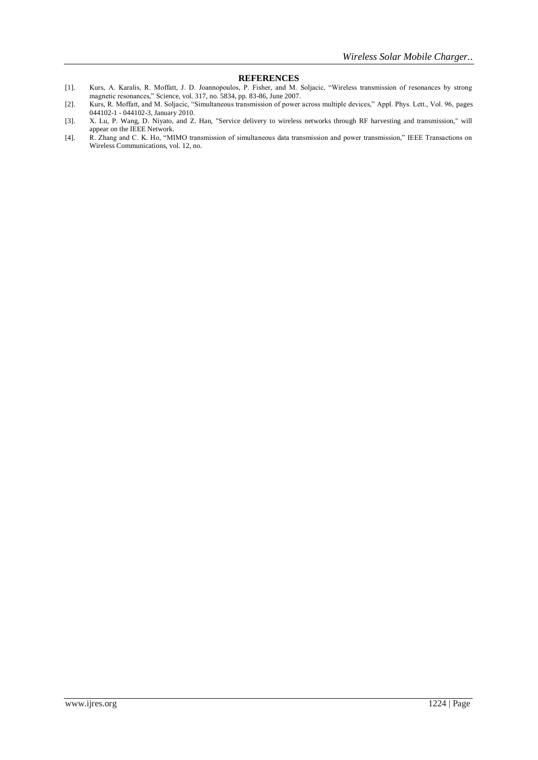## REFERENCES

[1]. Kurs, A. Karalis, R. Moffatt, J. D. Joannopoulos, P. Fisher, and M. Soljacic, "Wireless transmission of resonances by strong magnetic resonances," Science, vol. 317, no. 5834, pp. 83-86, June 2007.

[2]. Kurs, R. Moffatt, and M. Soljacic, "Simultaneous transmission of power across multiple devices," Appl. Phys. Lett., Vol. 96, pages 044102-1 - 044102-3, January 2010.

[3]. X. Lu, P. Wang, D. Niyato, and Z. Han, "Service delivery to wireless networks through RF harvesting and transmission," will appear on the IEEE Network.

[4]. R. Zhang and C. K. Ho, "MIMO transmission of simultaneous data transmission and power transmission," IEEE Transactions on Wireless Communications, vol. 12, no.